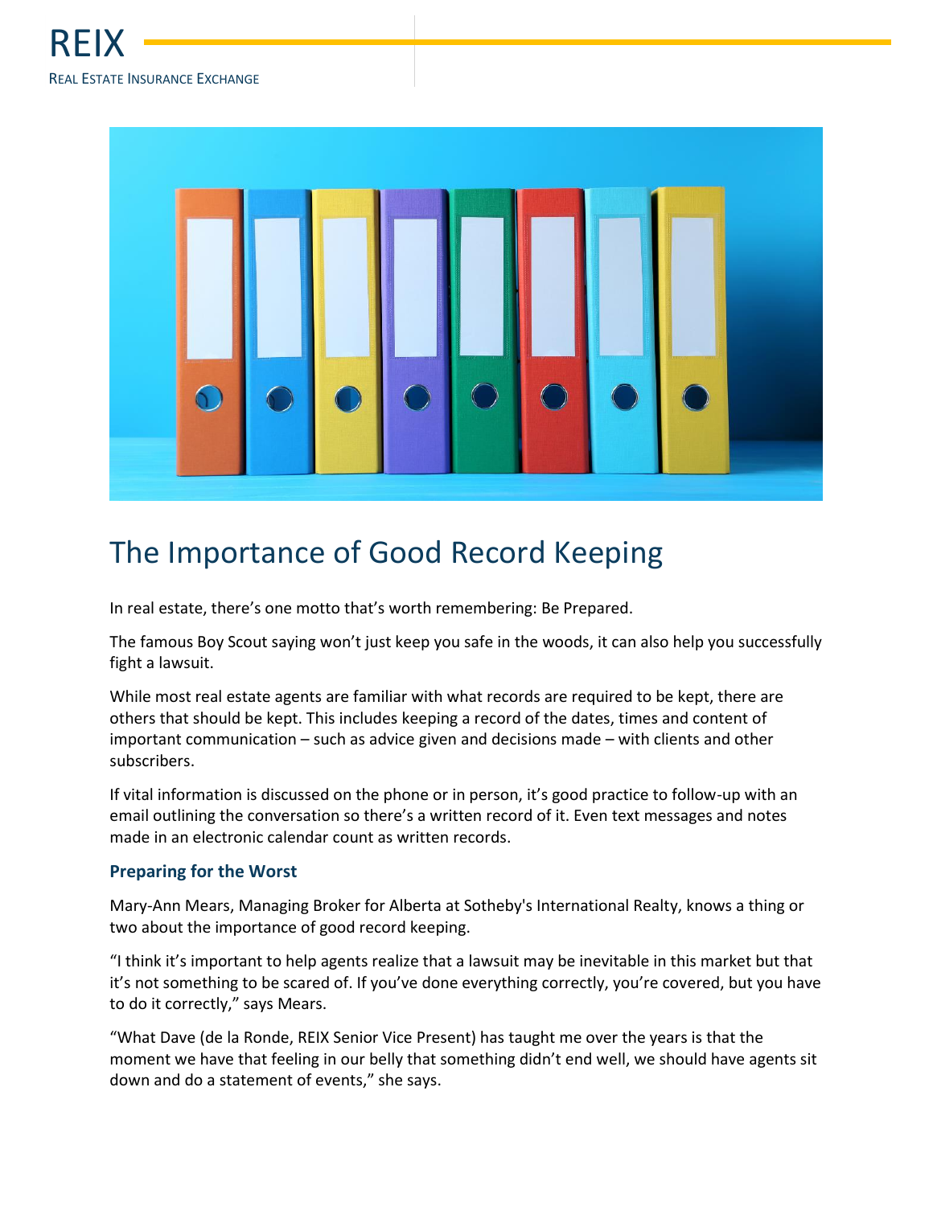REIX

REAL ESTATE INSURANCE EXCHANGE

# The Importance of Good Record Keeping

In real estate, there's one motto that's worth remembering: Be Prepared.

The famous Boy Scout saying won't just keep you safe in the woods, it can also help you successfully fight a lawsuit.

While most real estate agents are familiar with what records are required to be kept, there are others that should be kept. This includes keeping a record of the dates, times and content of important communication – such as advice given and decisions made – with clients and other subscribers.

If vital information is discussed on the phone or in person, it's good practice to follow-up with an email outlining the conversation so there's a written record of it. Even text messages and notes made in an electronic calendar count as written records.

### Preparing for the Worst

Mary-Ann Mears, Managing Broker for Alberta at Sotheby's International Realty, knows a thing or two about the importance of good record keeping.

"I think it's important to help agents realize that a lawsuit may be inevitable in this market but that it's not something to be scared of. If you've done everything correctly, you're covered, but you have to do it correctly," says Mears.

"What Dave (de la Ronde, REIX Senior Vice Present) has taught me over the years is that the moment we have that feeling in our belly that something didn't end well, we should have agents sit down and do a statement of events," she says.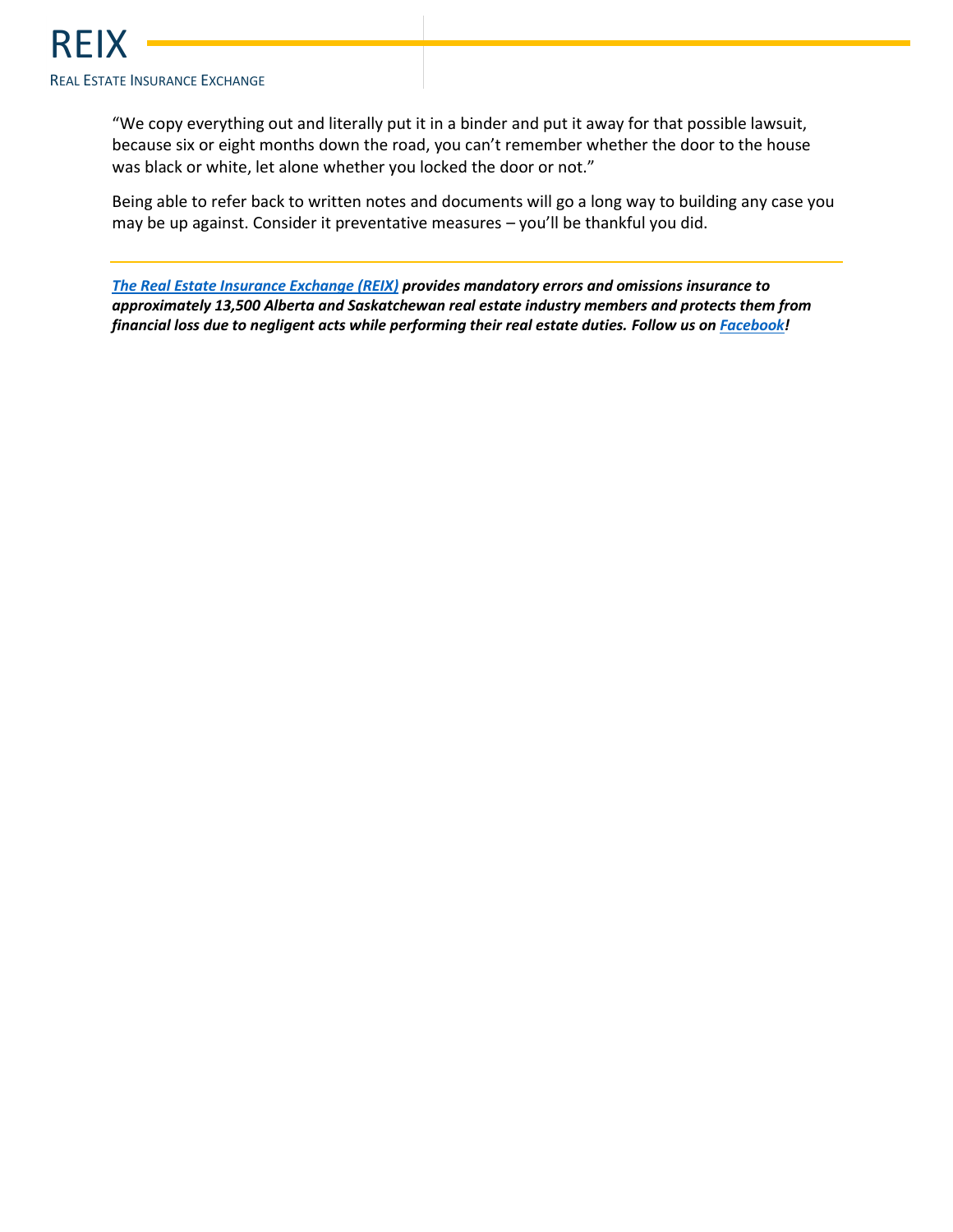"We copy everything out and literally put it in a binder and put it away for that possible lawsuit, because six or eight months down the road, you can't remember whether the door to the house was black or white, let alone whether you locked the door or not."

Being able to refer back to written notes and documents will go a long way to building any case you may be up against. Consider it preventative measures – you'll be thankful you did.

---

***The Real Estate Insurance Exchange (REIX) provides mandatory errors and omissions insurance to approximately 13,500 Alberta and Saskatchewan real estate industry members and protects them from financial loss due to negligent acts while performing their real estate duties. Follow us on Facebook!***